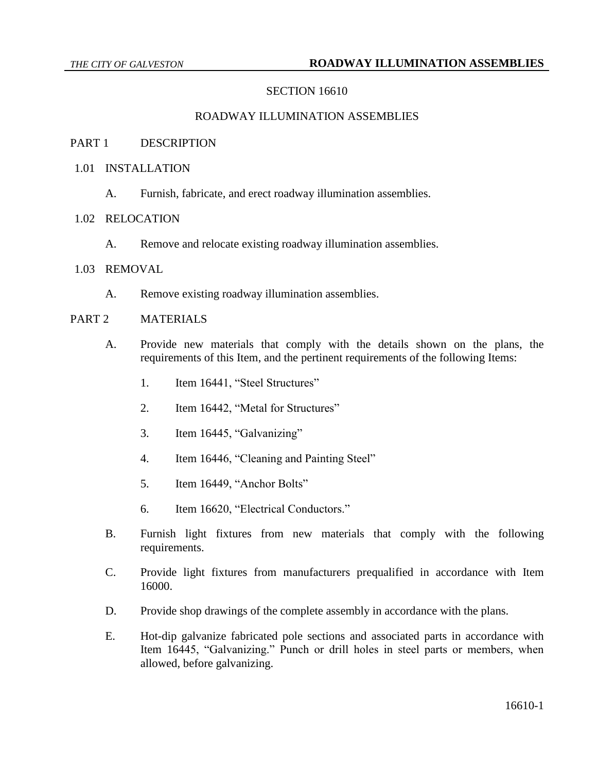# SECTION 16610

# ROADWAY ILLUMINATION ASSEMBLIES

## PART 1 DESCRIPTION

### 1.01 INSTALLATION

A. Furnish, fabricate, and erect roadway illumination assemblies.

### 1.02 RELOCATION

A. Remove and relocate existing roadway illumination assemblies.

### 1.03 REMOVAL

A. Remove existing roadway illumination assemblies.

## PART 2 MATERIALS

A. Provide new materials that comply with the details shown on the plans, the requirements of this Item, and the pertinent requirements of the following Items:

1. Item 16441, "Steel Structures"
2. Item 16442, "Metal for Structures"
3. Item 16445, "Galvanizing"
4. Item 16446, "Cleaning and Painting Steel"
5. Item 16449, "Anchor Bolts"
6. Item 16620, "Electrical Conductors."

B. Furnish light fixtures from new materials that comply with the following requirements.

C. Provide light fixtures from manufacturers prequalified in accordance with Item 16000.

D. Provide shop drawings of the complete assembly in accordance with the plans.

E. Hot-dip galvanize fabricated pole sections and associated parts in accordance with Item 16445, "Galvanizing." Punch or drill holes in steel parts or members, when allowed, before galvanizing.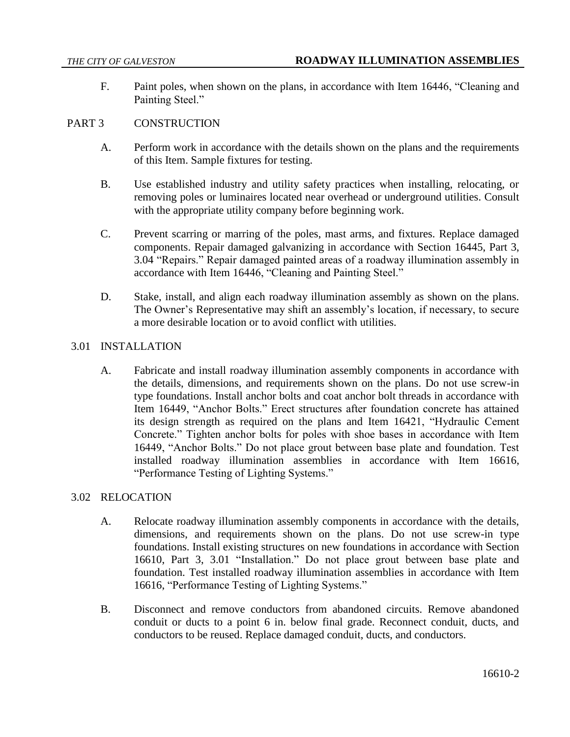F. Paint poles, when shown on the plans, in accordance with Item 16446, "Cleaning and Painting Steel."

## PART 3 CONSTRUCTION

A. Perform work in accordance with the details shown on the plans and the requirements of this Item. Sample fixtures for testing.

B. Use established industry and utility safety practices when installing, relocating, or removing poles or luminaires located near overhead or underground utilities. Consult with the appropriate utility company before beginning work.

C. Prevent scarring or marring of the poles, mast arms, and fixtures. Replace damaged components. Repair damaged galvanizing in accordance with Section 16445, Part 3, 3.04 "Repairs." Repair damaged painted areas of a roadway illumination assembly in accordance with Item 16446, "Cleaning and Painting Steel."

D. Stake, install, and align each roadway illumination assembly as shown on the plans. The Owner's Representative may shift an assembly's location, if necessary, to secure a more desirable location or to avoid conflict with utilities.

### 3.01 INSTALLATION

A. Fabricate and install roadway illumination assembly components in accordance with the details, dimensions, and requirements shown on the plans. Do not use screw-in type foundations. Install anchor bolts and coat anchor bolt threads in accordance with Item 16449, "Anchor Bolts." Erect structures after foundation concrete has attained its design strength as required on the plans and Item 16421, "Hydraulic Cement Concrete." Tighten anchor bolts for poles with shoe bases in accordance with Item 16449, "Anchor Bolts." Do not place grout between base plate and foundation. Test installed roadway illumination assemblies in accordance with Item 16616, "Performance Testing of Lighting Systems."

### 3.02 RELOCATION

A. Relocate roadway illumination assembly components in accordance with the details, dimensions, and requirements shown on the plans. Do not use screw-in type foundations. Install existing structures on new foundations in accordance with Section 16610, Part 3, 3.01 "Installation." Do not place grout between base plate and foundation. Test installed roadway illumination assemblies in accordance with Item 16616, "Performance Testing of Lighting Systems."

B. Disconnect and remove conductors from abandoned circuits. Remove abandoned conduit or ducts to a point 6 in. below final grade. Reconnect conduit, ducts, and conductors to be reused. Replace damaged conduit, ducts, and conductors.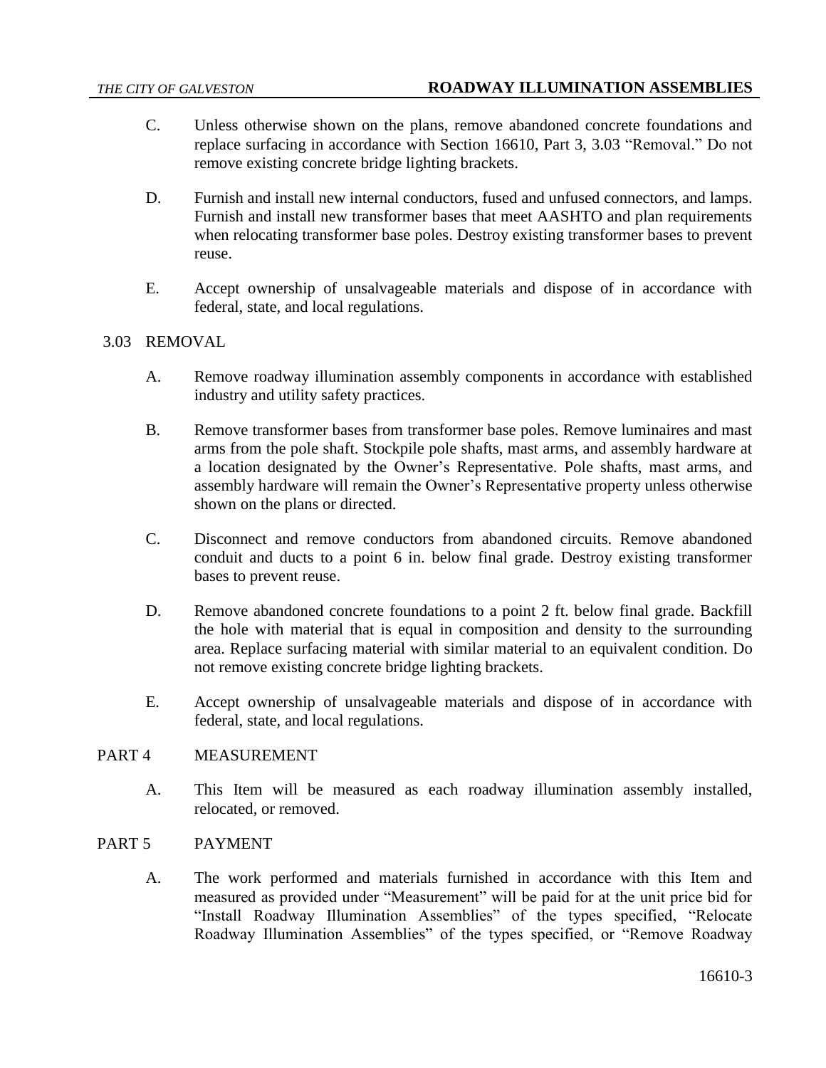C. Unless otherwise shown on the plans, remove abandoned concrete foundations and replace surfacing in accordance with Section 16610, Part 3, 3.03 "Removal." Do not remove existing concrete bridge lighting brackets.

D. Furnish and install new internal conductors, fused and unfused connectors, and lamps. Furnish and install new transformer bases that meet AASHTO and plan requirements when relocating transformer base poles. Destroy existing transformer bases to prevent reuse.

E. Accept ownership of unsalvageable materials and dispose of in accordance with federal, state, and local regulations.

### 3.03 REMOVAL

A. Remove roadway illumination assembly components in accordance with established industry and utility safety practices.

B. Remove transformer bases from transformer base poles. Remove luminaires and mast arms from the pole shaft. Stockpile pole shafts, mast arms, and assembly hardware at a location designated by the Owner's Representative. Pole shafts, mast arms, and assembly hardware will remain the Owner's Representative property unless otherwise shown on the plans or directed.

C. Disconnect and remove conductors from abandoned circuits. Remove abandoned conduit and ducts to a point 6 in. below final grade. Destroy existing transformer bases to prevent reuse.

D. Remove abandoned concrete foundations to a point 2 ft. below final grade. Backfill the hole with material that is equal in composition and density to the surrounding area. Replace surfacing material with similar material to an equivalent condition. Do not remove existing concrete bridge lighting brackets.

E. Accept ownership of unsalvageable materials and dispose of in accordance with federal, state, and local regulations.

## PART 4 MEASUREMENT

A. This Item will be measured as each roadway illumination assembly installed, relocated, or removed.

## PART 5 PAYMENT

A. The work performed and materials furnished in accordance with this Item and measured as provided under "Measurement" will be paid for at the unit price bid for "Install Roadway Illumination Assemblies" of the types specified, "Relocate Roadway Illumination Assemblies" of the types specified, or "Remove Roadway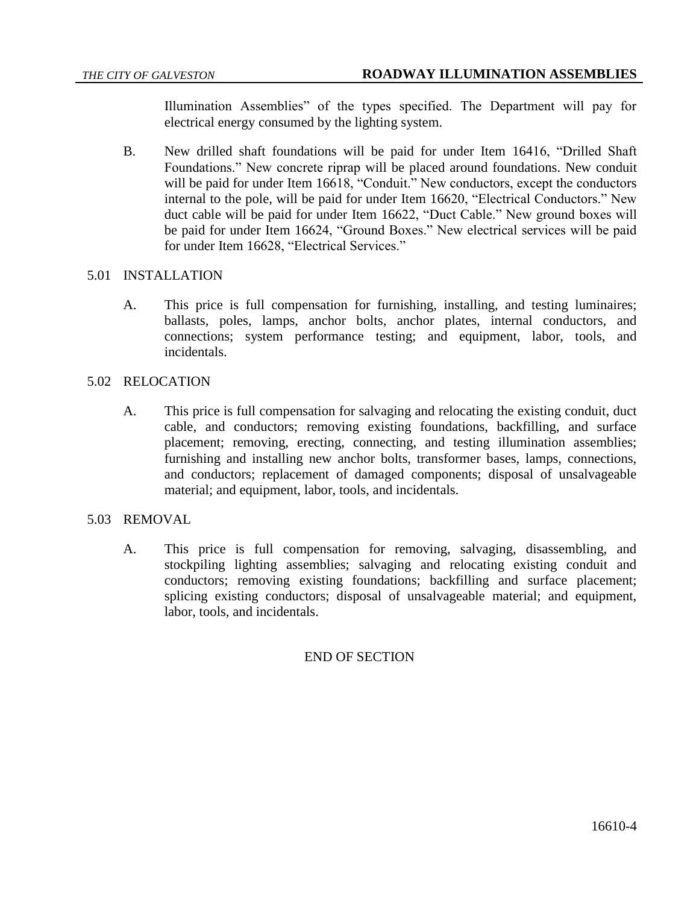Illumination Assemblies" of the types specified. The Department will pay for electrical energy consumed by the lighting system.

B. New drilled shaft foundations will be paid for under Item 16416, "Drilled Shaft Foundations." New concrete riprap will be placed around foundations. New conduit will be paid for under Item 16618, "Conduit." New conductors, except the conductors internal to the pole, will be paid for under Item 16620, "Electrical Conductors." New duct cable will be paid for under Item 16622, "Duct Cable." New ground boxes will be paid for under Item 16624, "Ground Boxes." New electrical services will be paid for under Item 16628, "Electrical Services."

### 5.01 INSTALLATION

A. This price is full compensation for furnishing, installing, and testing luminaires; ballasts, poles, lamps, anchor bolts, anchor plates, internal conductors, and connections; system performance testing; and equipment, labor, tools, and incidentals.

### 5.02 RELOCATION

A. This price is full compensation for salvaging and relocating the existing conduit, duct cable, and conductors; removing existing foundations, backfilling, and surface placement; removing, erecting, connecting, and testing illumination assemblies; furnishing and installing new anchor bolts, transformer bases, lamps, connections, and conductors; replacement of damaged components; disposal of unsalvageable material; and equipment, labor, tools, and incidentals.

### 5.03 REMOVAL

A. This price is full compensation for removing, salvaging, disassembling, and stockpiling lighting assemblies; salvaging and relocating existing conduit and conductors; removing existing foundations; backfilling and surface placement; splicing existing conductors; disposal of unsalvageable material; and equipment, labor, tools, and incidentals.

END OF SECTION